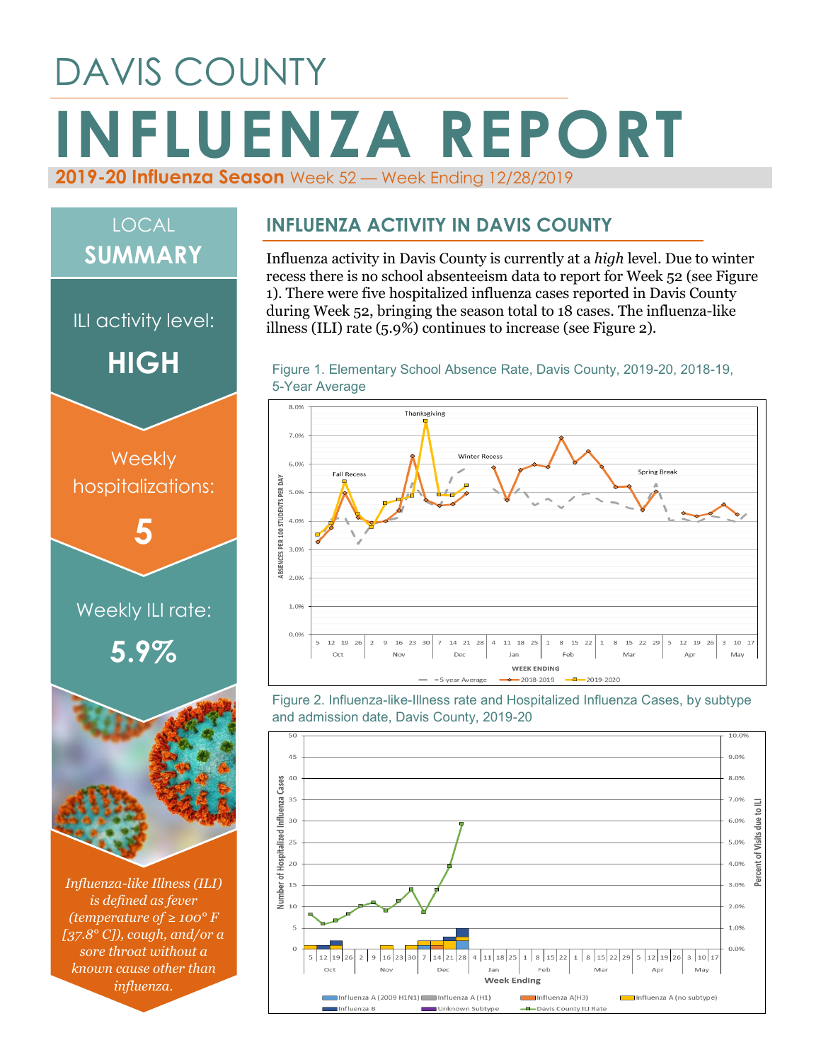# DAVIS COUNTY

# INFLUENZA REPORT

**2019-20 Influenza Season** Week 52 — Week Ending 12/28/2019

## LOCAL SUMMARY

ILI activity level: **HIGH**

Weekly hospitalizations: **5**

Weekly ILI rate: **5.9%**

*Influenza-like Illness (ILI) is defined as fever (temperature of ≥ 100° F [37.8° C]), cough, and/or a sore throat without a known cause other than influenza.*

## INFLUENZA ACTIVITY IN DAVIS COUNTY

Influenza activity in Davis County is currently at a *high* level. Due to winter recess there is no school absenteeism data to report for Week 52 (see Figure 1). There were five hospitalized influenza cases reported in Davis County during Week 52, bringing the season total to 18 cases. The influenza-like illness (ILI) rate (5.9%) continues to increase (see Figure 2).

Figure 1. Elementary School Absence Rate, Davis County, 2019-20, 2018-19, 5-Year Average

Figure 2. Influenza-like-Illness rate and Hospitalized Influenza Cases, by subtype and admission date, Davis County, 2019-20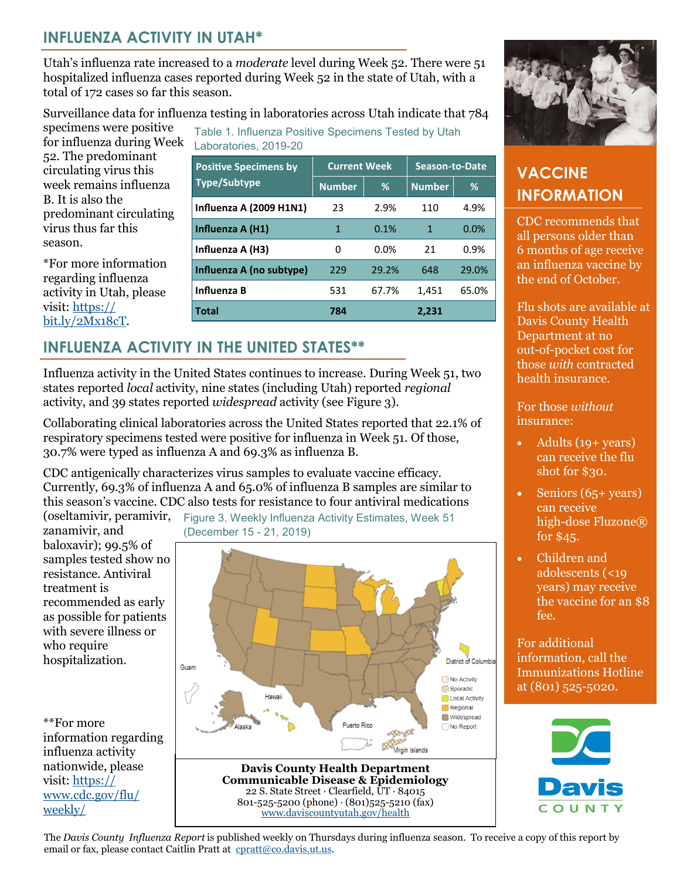## INFLUENZA ACTIVITY IN UTAH*

Utah's influenza rate increased to a *moderate* level during Week 52. There were 51 hospitalized influenza cases reported during Week 52 in the state of Utah, with a total of 172 cases so far this season.

Surveillance data for influenza testing in laboratories across Utah indicate that 784 specimens were positive for influenza during Week 52. The predominant circulating virus this week remains influenza B. It is also the predominant circulating virus thus far this season.

*For more information regarding influenza activity in Utah, please visit: https://bit.ly/2Mx18cT.

Table 1. Influenza Positive Specimens Tested by Utah Laboratories, 2019-20

| Positive Specimens by Type/Subtype | Current Week | | Season-to-Date | |
|---|---|---|---|---|
| | Number | % | Number | % |
| Influenza A (2009 H1N1) | 23 | 2.9% | 110 | 4.9% |
| Influenza A (H1) | 1 | 0.1% | 1 | 0.0% |
| Influenza A (H3) | 0 | 0.0% | 21 | 0.9% |
| Influenza A (no subtype) | 229 | 29.2% | 648 | 29.0% |
| Influenza B | 531 | 67.7% | 1,451 | 65.0% |
| **Total** | **784** | | **2,231** | |

## INFLUENZA ACTIVITY IN THE UNITED STATES**

Influenza activity in the United States continues to increase. During Week 51, two states reported *local* activity, nine states (including Utah) reported *regional* activity, and 39 states reported *widespread* activity (see Figure 3).

Collaborating clinical laboratories across the United States reported that 22.1% of respiratory specimens tested were positive for influenza in Week 51. Of those, 30.7% were typed as influenza A and 69.3% as influenza B.

CDC antigenically characterizes virus samples to evaluate vaccine efficacy. Currently, 69.3% of influenza A and 65.0% of influenza B samples are similar to this season's vaccine. CDC also tests for resistance to four antiviral medications (oseltamivir, peramivir, zanamivir, and baloxavir); 99.5% of samples tested show no resistance. Antiviral treatment is recommended as early as possible for patients with severe illness or who require hospitalization.

**For more information regarding influenza activity nationwide, please visit: https://www.cdc.gov/flu/weekly/

Figure 3. Weekly Influenza Activity Estimates, Week 51 (December 15 - 21, 2019)

Guam
Hawaii
Alaska
Puerto Rico
Virgin Islands
District of Columbia
No Activity
Sporadic
Local Activity
Regional
Widespread
No Report

**Davis County Health Department**
**Communicable Disease & Epidemiology**
22 S. State Street · Clearfield, UT · 84015
801-525-5200 (phone) · (801)525-5210 (fax)
www.daviscountyutah.gov/health

## VACCINE INFORMATION

CDC recommends that all persons older than 6 months of age receive an influenza vaccine by the end of October.

Flu shots are available at Davis County Health Department at no out-of-pocket cost for those *with* contracted health insurance.

For those *without* insurance:

- Adults (19+ years) can receive the flu shot for $30.
- Seniors (65+ years) can receive high-dose Fluzone® for $45.
- Children and adolescents (<19 years) may receive the vaccine for an $8 fee.

For additional information, call the Immunizations Hotline at (801) 525-5020.

Davis COUNTY

The *Davis County Influenza Report* is published weekly on Thursdays during influenza season. To receive a copy of this report by email or fax, please contact Caitlin Pratt at cpratt@co.davis.ut.us.